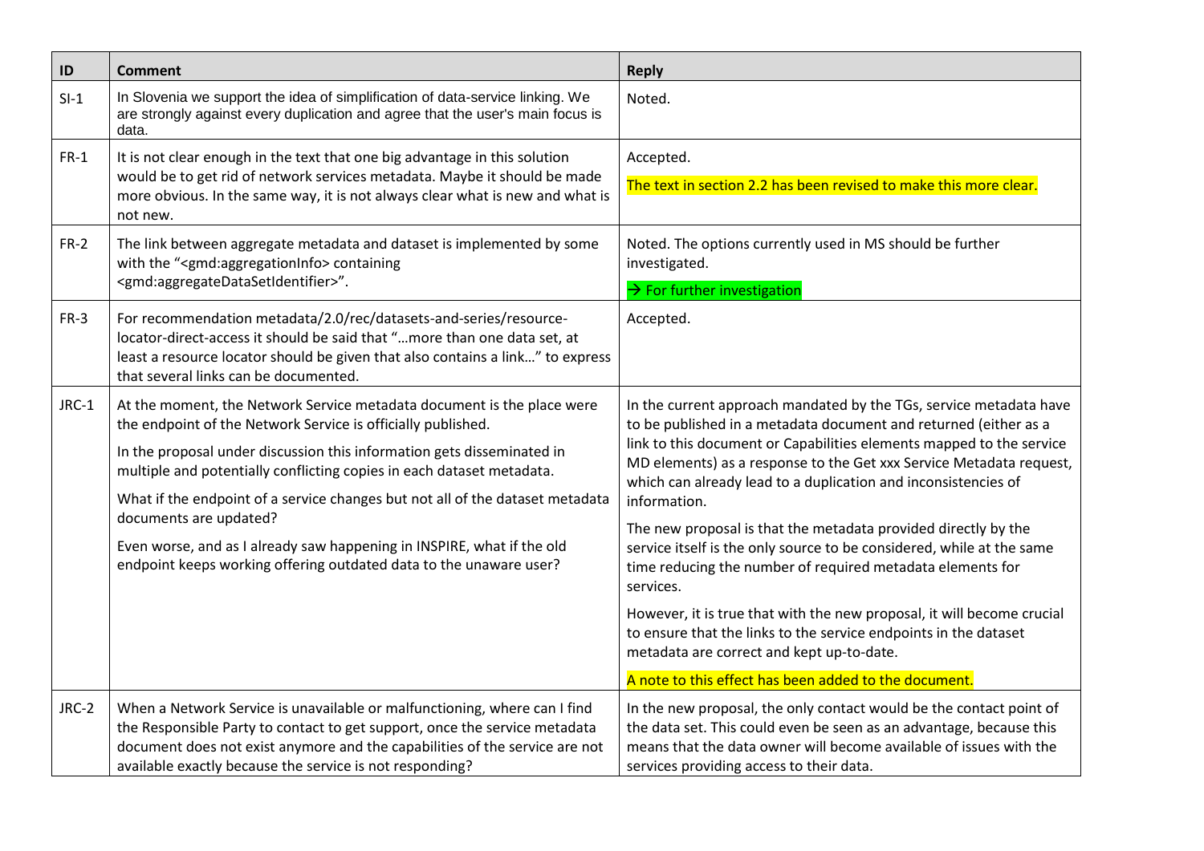| ID | Comment | Reply |
|---|---|---|
| SI-1 | In Slovenia we support the idea of simplification of data-service linking. We are strongly against every duplication and agree that the user's main focus is data. | Noted. |
| FR-1 | It is not clear enough in the text that one big advantage in this solution would be to get rid of network services metadata. Maybe it should be made more obvious. In the same way, it is not always clear what is new and what is not new. | Accepted.<br>The text in section 2.2 has been revised to make this more clear. |
| FR-2 | The link between aggregate metadata and dataset is implemented by some with the "<gmd:aggregationInfo> containing <gmd:aggregateDataSetIdentifier>". | Noted. The options currently used in MS should be further investigated.<br>→ For further investigation |
| FR-3 | For recommendation metadata/2.0/rec/datasets-and-series/resource-locator-direct-access it should be said that "…more than one data set, at least a resource locator should be given that also contains a link…" to express that several links can be documented. | Accepted. |
| JRC-1 | At the moment, the Network Service metadata document is the place were the endpoint of the Network Service is officially published.<br>In the proposal under discussion this information gets disseminated in multiple and potentially conflicting copies in each dataset metadata.<br>What if the endpoint of a service changes but not all of the dataset metadata documents are updated?<br>Even worse, and as I already saw happening in INSPIRE, what if the old endpoint keeps working offering outdated data to the unaware user? | In the current approach mandated by the TGs, service metadata have to be published in a metadata document and returned (either as a link to this document or Capabilities elements mapped to the service MD elements) as a response to the Get xxx Service Metadata request, which can already lead to a duplication and inconsistencies of information.<br>The new proposal is that the metadata provided directly by the service itself is the only source to be considered, while at the same time reducing the number of required metadata elements for services.<br>However, it is true that with the new proposal, it will become crucial to ensure that the links to the service endpoints in the dataset metadata are correct and kept up-to-date.<br>A note to this effect has been added to the document. |
| JRC-2 | When a Network Service is unavailable or malfunctioning, where can I find the Responsible Party to contact to get support, once the service metadata document does not exist anymore and the capabilities of the service are not available exactly because the service is not responding? | In the new proposal, the only contact would be the contact point of the data set. This could even be seen as an advantage, because this means that the data owner will become available of issues with the services providing access to their data. |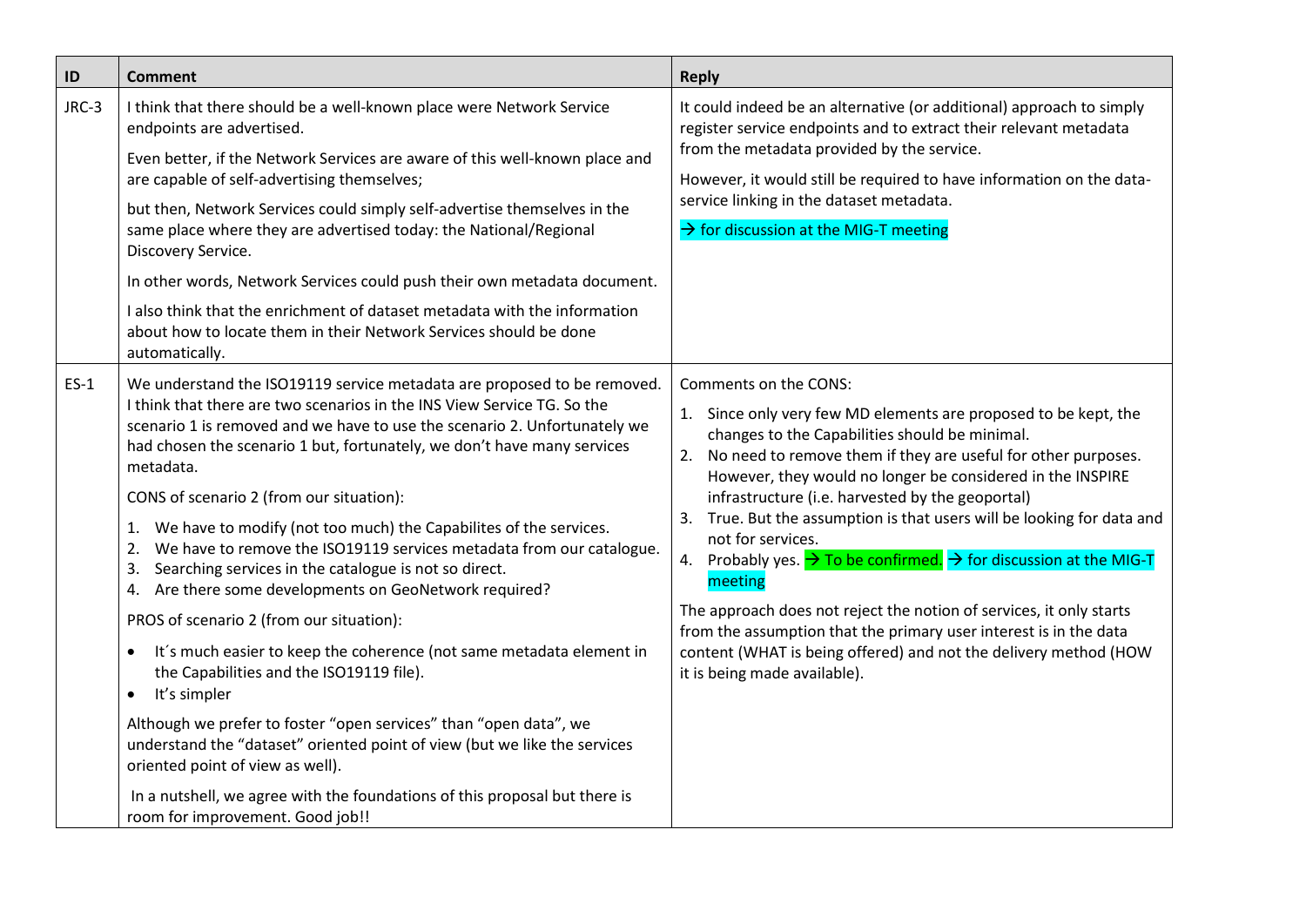| ID | Comment | Reply |
| --- | --- | --- |
| JRC-3 | I think that there should be a well-known place were Network Service endpoints are advertised.<br><br>Even better, if the Network Services are aware of this well-known place and are capable of self-advertising themselves;<br><br>but then, Network Services could simply self-advertise themselves in the same place where they are advertised today: the National/Regional Discovery Service.<br><br>In other words, Network Services could push their own metadata document.<br><br>I also think that the enrichment of dataset metadata with the information about how to locate them in their Network Services should be done automatically. | It could indeed be an alternative (or additional) approach to simply register service endpoints and to extract their relevant metadata from the metadata provided by the service.<br><br>However, it would still be required to have information on the data-service linking in the dataset metadata.<br><br>→ for discussion at the MIG-T meeting |
| ES-1 | We understand the ISO19119 service metadata are proposed to be removed. I think that there are two scenarios in the INS View Service TG. So the scenario 1 is removed and we have to use the scenario 2. Unfortunately we had chosen the scenario 1 but, fortunately, we don't have many services metadata.<br><br>CONS of scenario 2 (from our situation):<br><br>1. We have to modify (not too much) the Capabilites of the services.<br>2. We have to remove the ISO19119 services metadata from our catalogue.<br>3. Searching services in the catalogue is not so direct.<br>4. Are there some developments on GeoNetwork required?<br><br>PROS of scenario 2 (from our situation):<br><br>• It´s much easier to keep the coherence (not same metadata element in the Capabilities and the ISO19119 file).<br>• It's simpler<br><br>Although we prefer to foster "open services" than "open data", we understand the "dataset" oriented point of view (but we like the services oriented point of view as well).<br><br>In a nutshell, we agree with the foundations of this proposal but there is room for improvement. Good job!! | Comments on the CONS:<br><br>1. Since only very few MD elements are proposed to be kept, the changes to the Capabilities should be minimal.<br>2. No need to remove them if they are useful for other purposes. However, they would no longer be considered in the INSPIRE infrastructure (i.e. harvested by the geoportal)<br>3. True. But the assumption is that users will be looking for data and not for services.<br>4. Probably yes. → To be confirmed. → for discussion at the MIG-T meeting<br><br>The approach does not reject the notion of services, it only starts from the assumption that the primary user interest is in the data content (WHAT is being offered) and not the delivery method (HOW it is being made available). |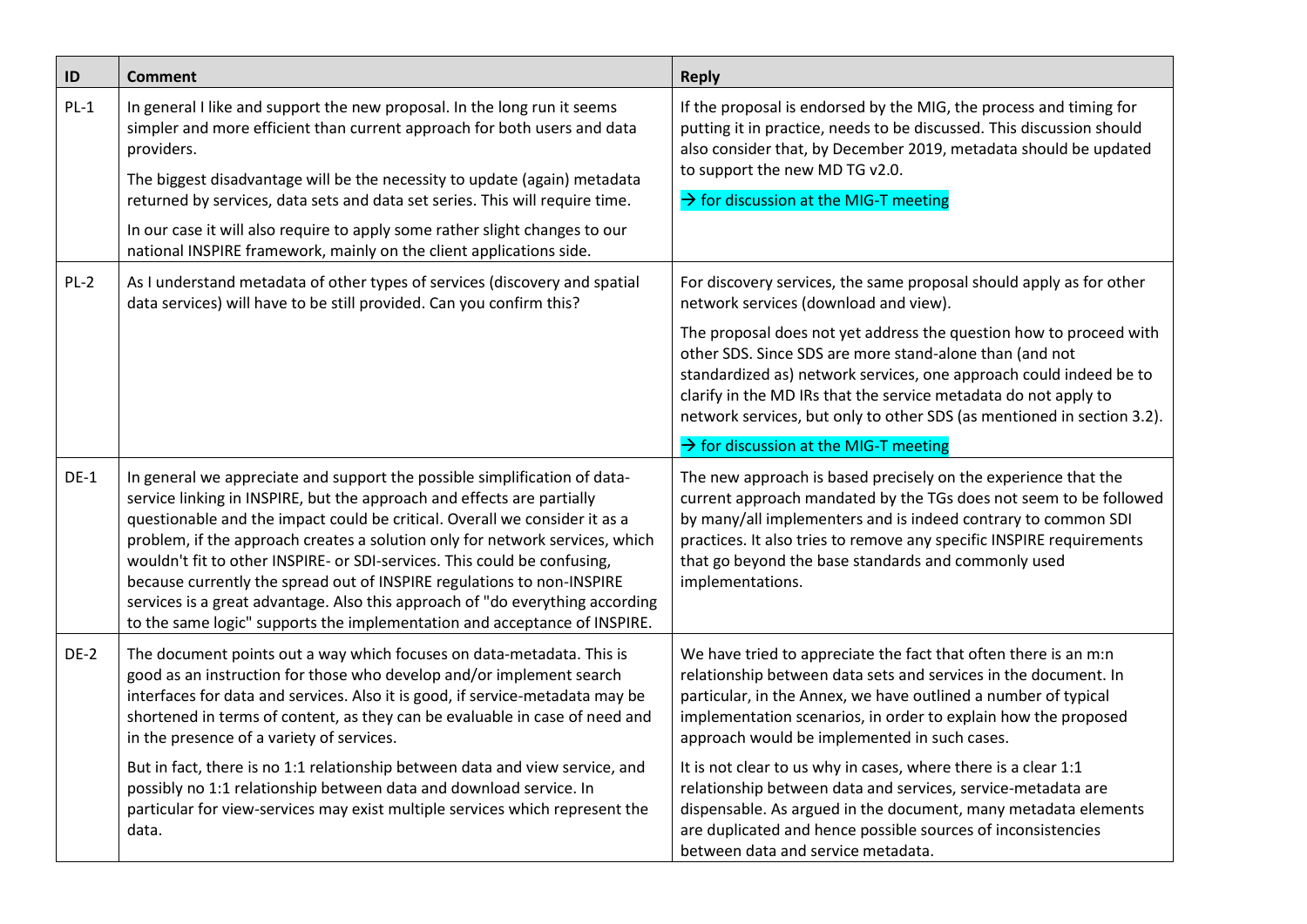| ID | Comment | Reply |
|---|---|---|
| PL-1 | In general I like and support the new proposal. In the long run it seems simpler and more efficient than current approach for both users and data providers.<br><br>The biggest disadvantage will be the necessity to update (again) metadata returned by services, data sets and data set series. This will require time.<br><br>In our case it will also require to apply some rather slight changes to our national INSPIRE framework, mainly on the client applications side. | If the proposal is endorsed by the MIG, the process and timing for putting it in practice, needs to be discussed. This discussion should also consider that, by December 2019, metadata should be updated to support the new MD TG v2.0.<br><br>→ for discussion at the MIG-T meeting |
| PL-2 | As I understand metadata of other types of services (discovery and spatial data services) will have to be still provided. Can you confirm this? | For discovery services, the same proposal should apply as for other network services (download and view).<br><br>The proposal does not yet address the question how to proceed with other SDS. Since SDS are more stand-alone than (and not standardized as) network services, one approach could indeed be to clarify in the MD IRs that the service metadata do not apply to network services, but only to other SDS (as mentioned in section 3.2).<br><br>→ for discussion at the MIG-T meeting |
| DE-1 | In general we appreciate and support the possible simplification of data-service linking in INSPIRE, but the approach and effects are partially questionable and the impact could be critical. Overall we consider it as a problem, if the approach creates a solution only for network services, which wouldn't fit to other INSPIRE- or SDI-services. This could be confusing, because currently the spread out of INSPIRE regulations to non-INSPIRE services is a great advantage. Also this approach of "do everything according to the same logic" supports the implementation and acceptance of INSPIRE. | The new approach is based precisely on the experience that the current approach mandated by the TGs does not seem to be followed by many/all implementers and is indeed contrary to common SDI practices. It also tries to remove any specific INSPIRE requirements that go beyond the base standards and commonly used implementations. |
| DE-2 | The document points out a way which focuses on data-metadata. This is good as an instruction for those who develop and/or implement search interfaces for data and services. Also it is good, if service-metadata may be shortened in terms of content, as they can be evaluable in case of need and in the presence of a variety of services.<br><br>But in fact, there is no 1:1 relationship between data and view service, and possibly no 1:1 relationship between data and download service. In particular for view-services may exist multiple services which represent the data. | We have tried to appreciate the fact that often there is an m:n relationship between data sets and services in the document. In particular, in the Annex, we have outlined a number of typical implementation scenarios, in order to explain how the proposed approach would be implemented in such cases.<br><br>It is not clear to us why in cases, where there is a clear 1:1 relationship between data and services, service-metadata are dispensable. As argued in the document, many metadata elements are duplicated and hence possible sources of inconsistencies between data and service metadata. |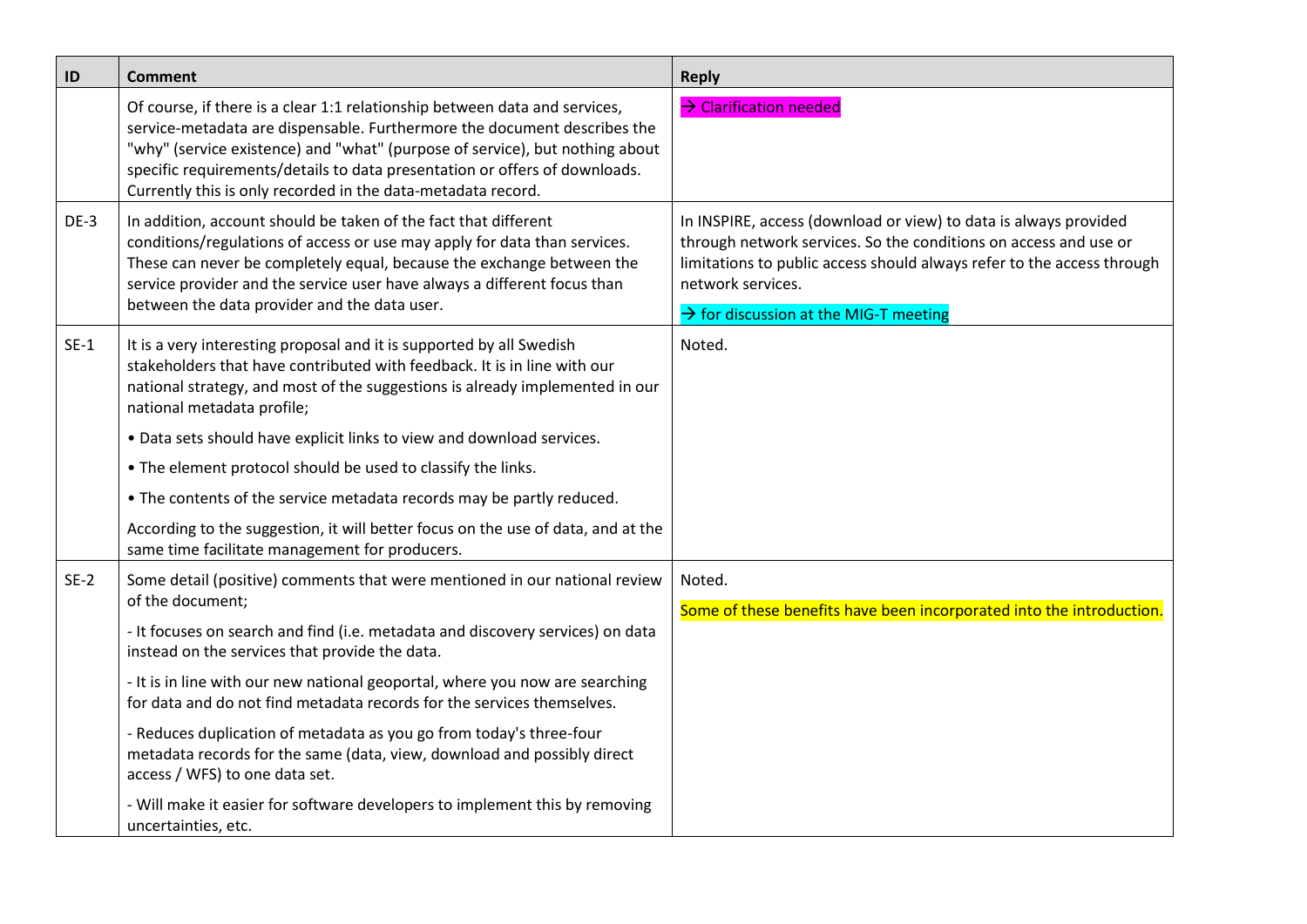| ID | Comment | Reply |
|---|---|---|
| | Of course, if there is a clear 1:1 relationship between data and services, service-metadata are dispensable. Furthermore the document describes the "why" (service existence) and "what" (purpose of service), but nothing about specific requirements/details to data presentation or offers of downloads. Currently this is only recorded in the data-metadata record. | → Clarification needed |
| DE-3 | In addition, account should be taken of the fact that different conditions/regulations of access or use may apply for data than services. These can never be completely equal, because the exchange between the service provider and the service user have always a different focus than between the data provider and the data user. | In INSPIRE, access (download or view) to data is always provided through network services. So the conditions on access and use or limitations to public access should always refer to the access through network services.<br><br>→ for discussion at the MIG-T meeting |
| SE-1 | It is a very interesting proposal and it is supported by all Swedish stakeholders that have contributed with feedback. It is in line with our national strategy, and most of the suggestions is already implemented in our national metadata profile;<br><br>• Data sets should have explicit links to view and download services.<br><br>• The element protocol should be used to classify the links.<br><br>• The contents of the service metadata records may be partly reduced.<br><br>According to the suggestion, it will better focus on the use of data, and at the same time facilitate management for producers. | Noted. |
| SE-2 | Some detail (positive) comments that were mentioned in our national review of the document;<br><br>- It focuses on search and find (i.e. metadata and discovery services) on data instead on the services that provide the data.<br><br>- It is in line with our new national geoportal, where you now are searching for data and do not find metadata records for the services themselves.<br><br>- Reduces duplication of metadata as you go from today's three-four metadata records for the same (data, view, download and possibly direct access / WFS) to one data set.<br><br>- Will make it easier for software developers to implement this by removing uncertainties, etc. | Noted.<br><br>Some of these benefits have been incorporated into the introduction. |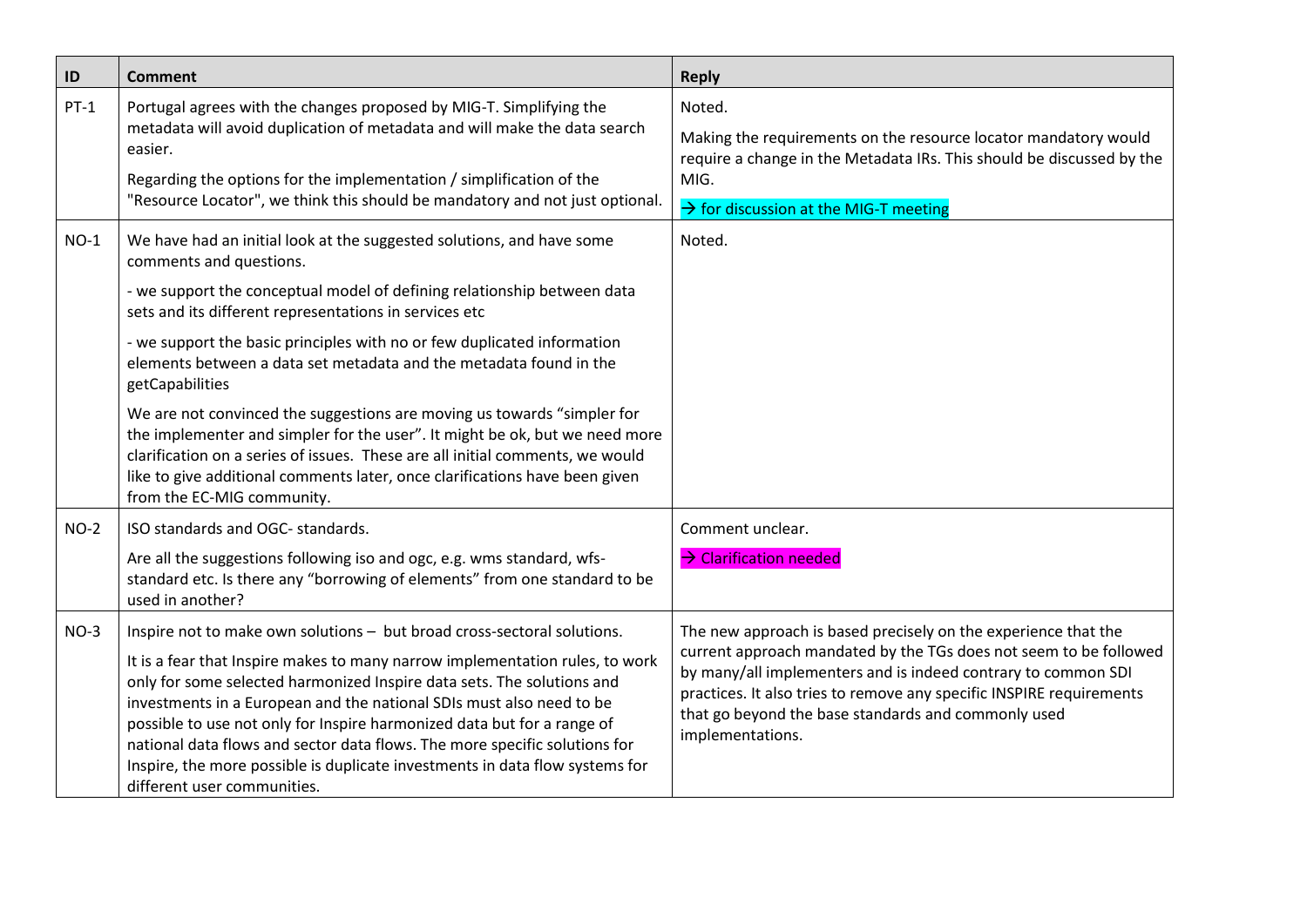| ID | Comment | Reply |
|---|---|---|
| PT-1 | Portugal agrees with the changes proposed by MIG-T. Simplifying the metadata will avoid duplication of metadata and will make the data search easier.<br><br>Regarding the options for the implementation / simplification of the "Resource Locator", we think this should be mandatory and not just optional. | Noted.<br><br>Making the requirements on the resource locator mandatory would require a change in the Metadata IRs. This should be discussed by the MIG.<br><br>→ for discussion at the MIG-T meeting |
| NO-1 | We have had an initial look at the suggested solutions, and have some comments and questions.<br><br>- we support the conceptual model of defining relationship between data sets and its different representations in services etc<br><br>- we support the basic principles with no or few duplicated information elements between a data set metadata and the metadata found in the getCapabilities<br><br>We are not convinced the suggestions are moving us towards "simpler for the implementer and simpler for the user". It might be ok, but we need more clarification on a series of issues. These are all initial comments, we would like to give additional comments later, once clarifications have been given from the EC-MIG community. | Noted. |
| NO-2 | ISO standards and OGC- standards.<br><br>Are all the suggestions following iso and ogc, e.g. wms standard, wfs-standard etc. Is there any "borrowing of elements" from one standard to be used in another? | Comment unclear.<br><br>→ Clarification needed |
| NO-3 | Inspire not to make own solutions – but broad cross-sectoral solutions.<br><br>It is a fear that Inspire makes to many narrow implementation rules, to work only for some selected harmonized Inspire data sets. The solutions and investments in a European and the national SDIs must also need to be possible to use not only for Inspire harmonized data but for a range of national data flows and sector data flows. The more specific solutions for Inspire, the more possible is duplicate investments in data flow systems for different user communities. | The new approach is based precisely on the experience that the current approach mandated by the TGs does not seem to be followed by many/all implementers and is indeed contrary to common SDI practices. It also tries to remove any specific INSPIRE requirements that go beyond the base standards and commonly used implementations. |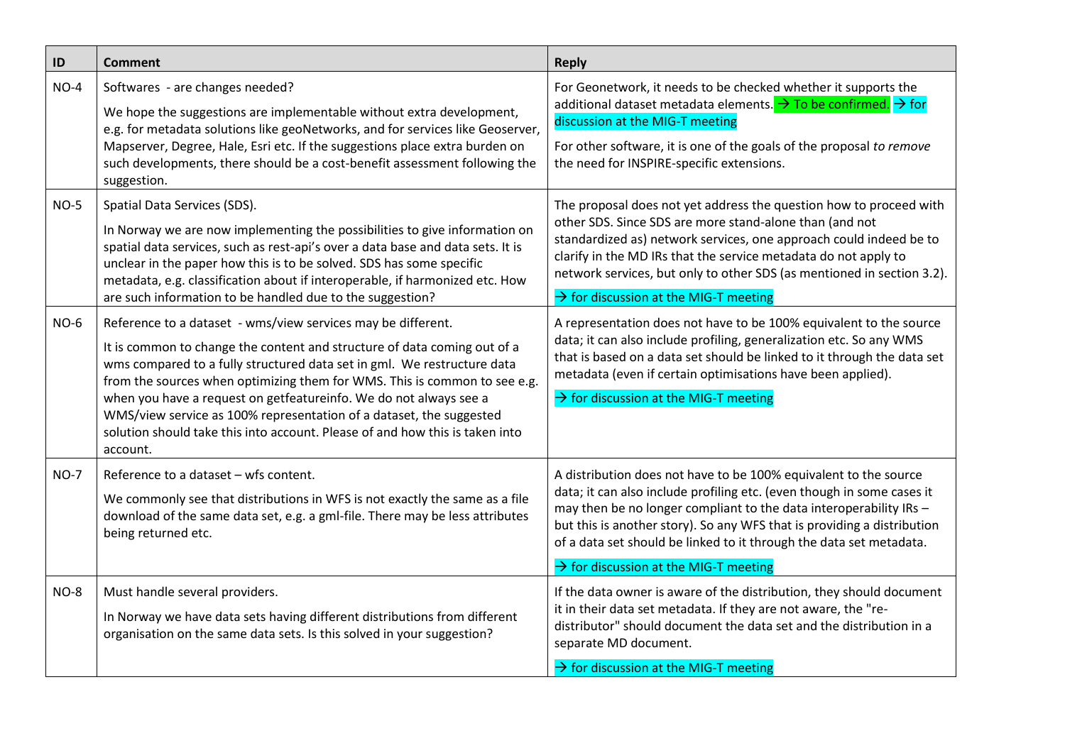| ID | Comment | Reply |
|---|---|---|
| NO-4 | Softwares - are changes needed?<br><br>We hope the suggestions are implementable without extra development, e.g. for metadata solutions like geoNetworks, and for services like Geoserver, Mapserver, Degree, Hale, Esri etc. If the suggestions place extra burden on such developments, there should be a cost-benefit assessment following the suggestion. | For Geonetwork, it needs to be checked whether it supports the additional dataset metadata elements. → To be confirmed. → for discussion at the MIG-T meeting<br><br>For other software, it is one of the goals of the proposal *to remove* the need for INSPIRE-specific extensions. |
| NO-5 | Spatial Data Services (SDS).<br><br>In Norway we are now implementing the possibilities to give information on spatial data services, such as rest-api's over a data base and data sets. It is unclear in the paper how this is to be solved. SDS has some specific metadata, e.g. classification about if interoperable, if harmonized etc. How are such information to be handled due to the suggestion? | The proposal does not yet address the question how to proceed with other SDS. Since SDS are more stand-alone than (and not standardized as) network services, one approach could indeed be to clarify in the MD IRs that the service metadata do not apply to network services, but only to other SDS (as mentioned in section 3.2).<br><br>→ for discussion at the MIG-T meeting |
| NO-6 | Reference to a dataset - wms/view services may be different.<br><br>It is common to change the content and structure of data coming out of a wms compared to a fully structured data set in gml. We restructure data from the sources when optimizing them for WMS. This is common to see e.g. when you have a request on getfeatureinfo. We do not always see a WMS/view service as 100% representation of a dataset, the suggested solution should take this into account. Please of and how this is taken into account. | A representation does not have to be 100% equivalent to the source data; it can also include profiling, generalization etc. So any WMS that is based on a data set should be linked to it through the data set metadata (even if certain optimisations have been applied).<br><br>→ for discussion at the MIG-T meeting |
| NO-7 | Reference to a dataset – wfs content.<br><br>We commonly see that distributions in WFS is not exactly the same as a file download of the same data set, e.g. a gml-file. There may be less attributes being returned etc. | A distribution does not have to be 100% equivalent to the source data; it can also include profiling etc. (even though in some cases it may then be no longer compliant to the data interoperability IRs – but this is another story). So any WFS that is providing a distribution of a data set should be linked to it through the data set metadata.<br><br>→ for discussion at the MIG-T meeting |
| NO-8 | Must handle several providers.<br><br>In Norway we have data sets having different distributions from different organisation on the same data sets. Is this solved in your suggestion? | If the data owner is aware of the distribution, they should document it in their data set metadata. If they are not aware, the "re-distributor" should document the data set and the distribution in a separate MD document.<br><br>→ for discussion at the MIG-T meeting |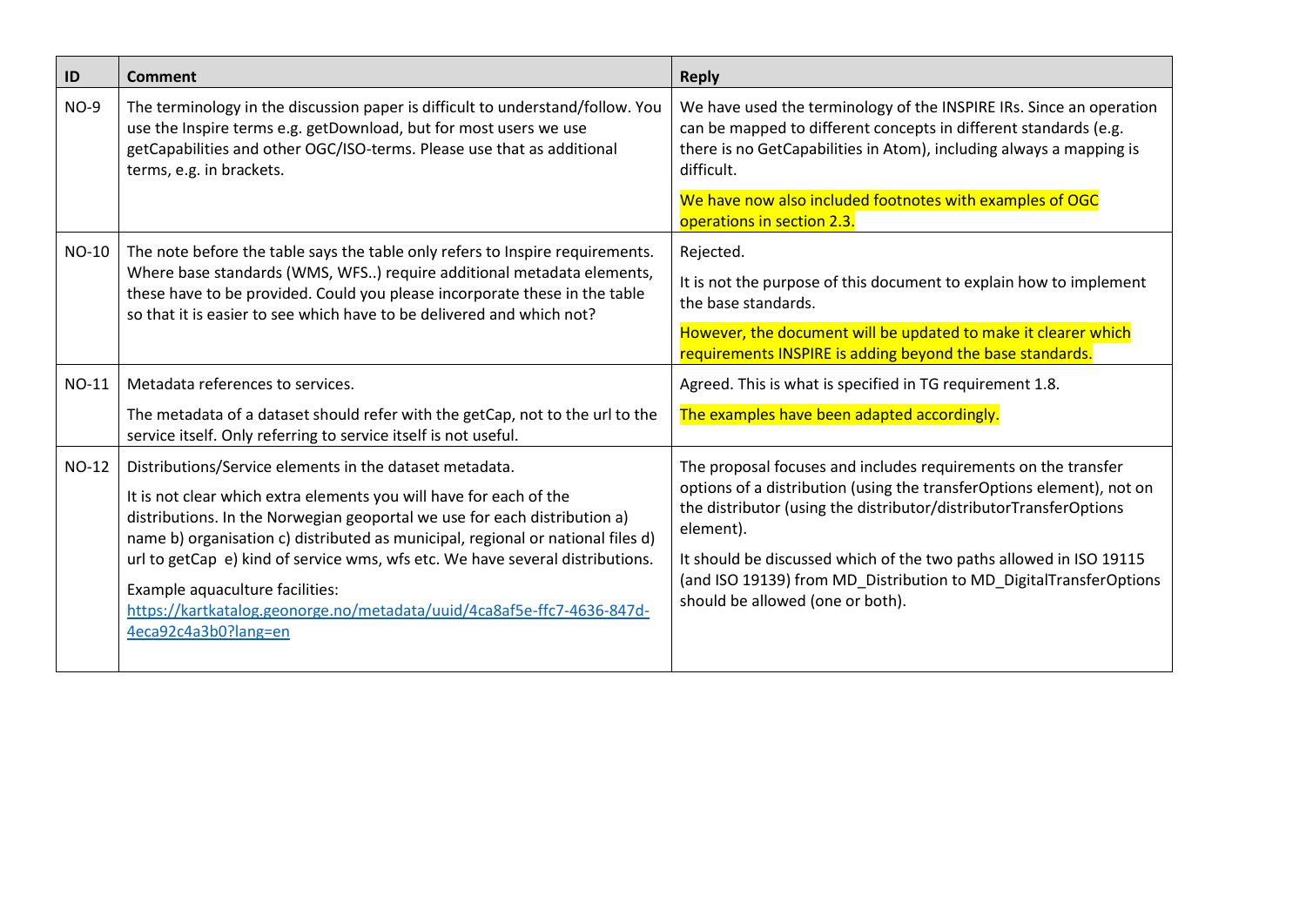| ID | Comment | Reply |
|---|---|---|
| NO-9 | The terminology in the discussion paper is difficult to understand/follow. You use the Inspire terms e.g. getDownload, but for most users we use getCapabilities and other OGC/ISO-terms. Please use that as additional terms, e.g. in brackets. | We have used the terminology of the INSPIRE IRs. Since an operation can be mapped to different concepts in different standards (e.g. there is no GetCapabilities in Atom), including always a mapping is difficult.<br><br>We have now also included footnotes with examples of OGC operations in section 2.3. |
| NO-10 | The note before the table says the table only refers to Inspire requirements. Where base standards (WMS, WFS..) require additional metadata elements, these have to be provided. Could you please incorporate these in the table so that it is easier to see which have to be delivered and which not? | Rejected.<br><br>It is not the purpose of this document to explain how to implement the base standards.<br><br>However, the document will be updated to make it clearer which requirements INSPIRE is adding beyond the base standards. |
| NO-11 | Metadata references to services.<br><br>The metadata of a dataset should refer with the getCap, not to the url to the service itself. Only referring to service itself is not useful. | Agreed. This is what is specified in TG requirement 1.8.<br><br>The examples have been adapted accordingly. |
| NO-12 | Distributions/Service elements in the dataset metadata.<br><br>It is not clear which extra elements you will have for each of the distributions. In the Norwegian geoportal we use for each distribution a) name b) organisation c) distributed as municipal, regional or national files d) url to getCap e) kind of service wms, wfs etc. We have several distributions.<br><br>Example aquaculture facilities:<br>https://kartkatalog.geonorge.no/metadata/uuid/4ca8af5e-ffc7-4636-847d-4eca92c4a3b0?lang=en | The proposal focuses and includes requirements on the transfer options of a distribution (using the transferOptions element), not on the distributor (using the distributor/distributorTransferOptions element).<br><br>It should be discussed which of the two paths allowed in ISO 19115 (and ISO 19139) from MD_Distribution to MD_DigitalTransferOptions should be allowed (one or both). |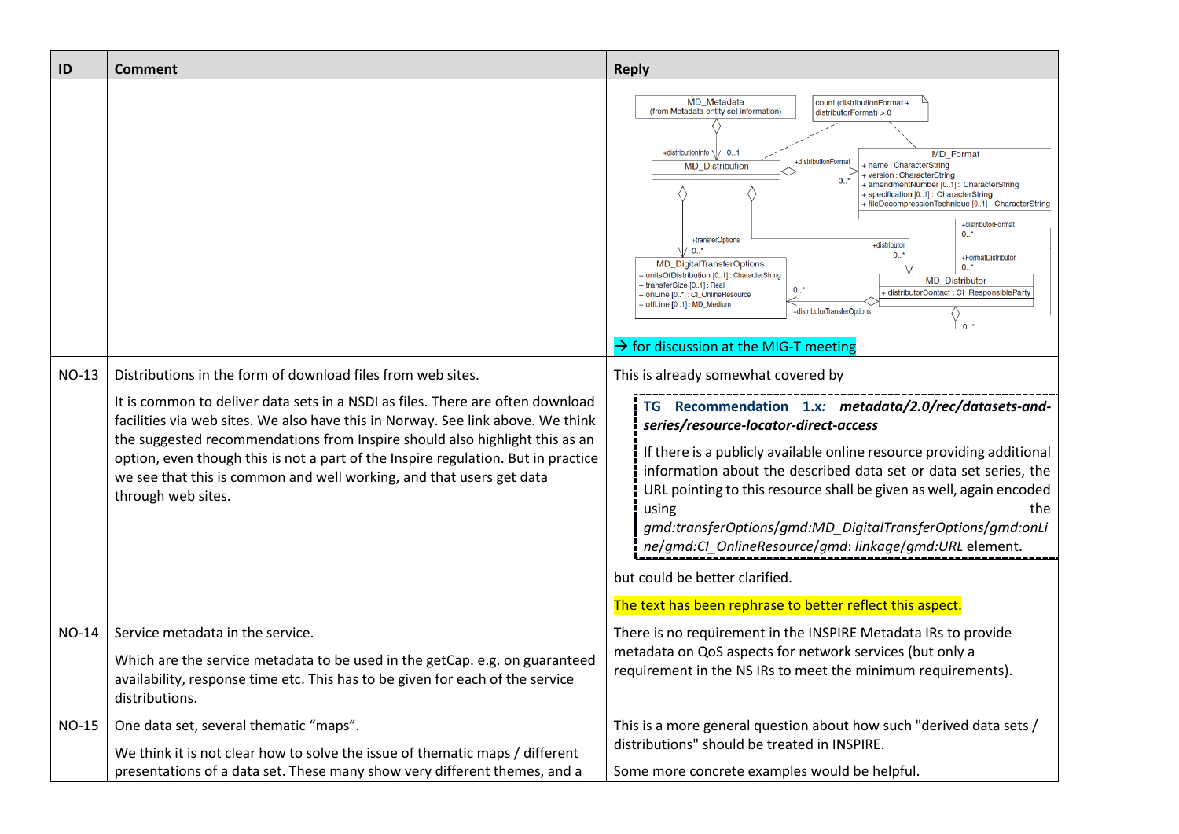| ID | Comment | Reply |
|---|---|---|
| | | MD_Metadata (from Metadata entity set information) count (distributionFormat + distributorFormat) > 0 +distributionInfo 0..1 MD_Distribution +distributionFormat 0..* MD_Format + name : CharacterString + version : CharacterString + amendmentNumber [0..1] : CharacterString + specification [0..1] : CharacterString + fileDecompressionTechnique [0..1] : CharacterString +transferOptions 0..* +distributor 0..* +distributorFormat 0..* +FormatDistributor 0..* MD_DigitalTransferOptions + unitsOfDistribution [0..1] : CharacterString + transferSize [0..1] : Real + onLine [0..*] : CI_OnlineResource + offLine [0..1] : MD_Medium 0..* +distributorTransferOptions MD_Distributor + distributorContact : CI_ResponsibleParty 0..* <br><br>→ for discussion at the MIG-T meeting |
| NO-13 | Distributions in the form of download files from web sites.<br><br>It is common to deliver data sets in a NSDI as files. There are often download facilities via web sites. We also have this in Norway. See link above. We think the suggested recommendations from Inspire should also highlight this as an option, even though this is not a part of the Inspire regulation. But in practice we see that this is common and well working, and that users get data through web sites. | This is already somewhat covered by<br><br>**TG Recommendation 1.x:** ***metadata/2.0/rec/datasets-and-series/resource-locator-direct-access***<br><br>If there is a publicly available online resource providing additional information about the described data set or data set series, the URL pointing to this resource shall be given as well, again encoded using the *gmd:transferOptions/gmd:MD_DigitalTransferOptions/gmd:onLine/gmd:CI_OnlineResource/gmd*: *linkage/gmd:URL* element.<br><br>but could be better clarified.<br><br>The text has been rephrase to better reflect this aspect. |
| NO-14 | Service metadata in the service.<br><br>Which are the service metadata to be used in the getCap. e.g. on guaranteed availability, response time etc. This has to be given for each of the service distributions. | There is no requirement in the INSPIRE Metadata IRs to provide metadata on QoS aspects for network services (but only a requirement in the NS IRs to meet the minimum requirements). |
| NO-15 | One data set, several thematic "maps".<br><br>We think it is not clear how to solve the issue of thematic maps / different presentations of a data set. These many show very different themes, and a | This is a more general question about how such "derived data sets / distributions" should be treated in INSPIRE.<br><br>Some more concrete examples would be helpful. |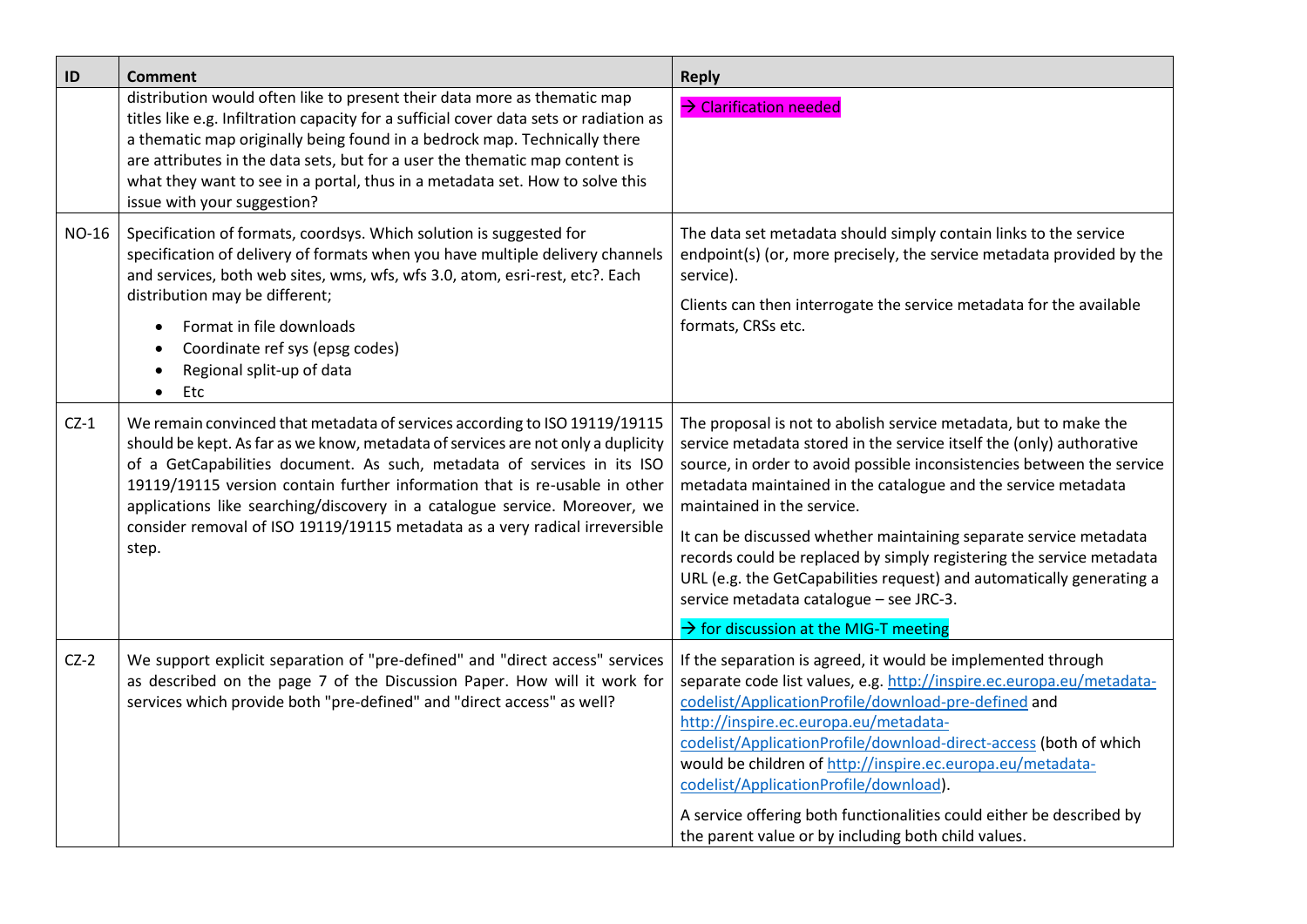| ID | Comment | Reply |
|---|---|---|
| | distribution would often like to present their data more as thematic map titles like e.g. Infiltration capacity for a sufficial cover data sets or radiation as a thematic map originally being found in a bedrock map. Technically there are attributes in the data sets, but for a user the thematic map content is what they want to see in a portal, thus in a metadata set. How to solve this issue with your suggestion? | → Clarification needed |
| NO-16 | Specification of formats, coordsys. Which solution is suggested for specification of delivery of formats when you have multiple delivery channels and services, both web sites, wms, wfs, wfs 3.0, atom, esri-rest, etc?. Each distribution may be different;<br>• Format in file downloads<br>• Coordinate ref sys (epsg codes)<br>• Regional split-up of data<br>• Etc | The data set metadata should simply contain links to the service endpoint(s) (or, more precisely, the service metadata provided by the service).<br><br>Clients can then interrogate the service metadata for the available formats, CRSs etc. |
| CZ-1 | We remain convinced that metadata of services according to ISO 19119/19115 should be kept. As far as we know, metadata of services are not only a duplicity of a GetCapabilities document. As such, metadata of services in its ISO 19119/19115 version contain further information that is re-usable in other applications like searching/discovery in a catalogue service. Moreover, we consider removal of ISO 19119/19115 metadata as a very radical irreversible step. | The proposal is not to abolish service metadata, but to make the service metadata stored in the service itself the (only) authoritative source, in order to avoid possible inconsistencies between the service metadata maintained in the catalogue and the service metadata maintained in the service.<br><br>It can be discussed whether maintaining separate service metadata records could be replaced by simply registering the service metadata URL (e.g. the GetCapabilities request) and automatically generating a service metadata catalogue – see JRC-3.<br><br>→ for discussion at the MIG-T meeting |
| CZ-2 | We support explicit separation of "pre-defined" and "direct access" services as described on the page 7 of the Discussion Paper. How will it work for services which provide both "pre-defined" and "direct access" as well? | If the separation is agreed, it would be implemented through separate code list values, e.g. http://inspire.ec.europa.eu/metadata-codelist/ApplicationProfile/download-pre-defined and http://inspire.ec.europa.eu/metadata-codelist/ApplicationProfile/download-direct-access (both of which would be children of http://inspire.ec.europa.eu/metadata-codelist/ApplicationProfile/download).<br><br>A service offering both functionalities could either be described by the parent value or by including both child values. |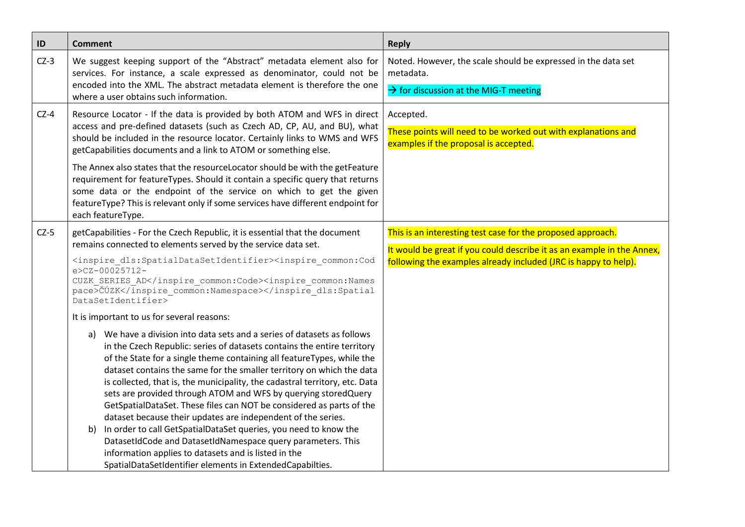| ID | Comment | Reply |
|---|---|---|
| CZ-3 | We suggest keeping support of the "Abstract" metadata element also for services. For instance, a scale expressed as denominator, could not be encoded into the XML. The abstract metadata element is therefore the one where a user obtains such information. | Noted. However, the scale should be expressed in the data set metadata.<br><br>→ for discussion at the MIG-T meeting |
| CZ-4 | Resource Locator - If the data is provided by both ATOM and WFS in direct access and pre-defined datasets (such as Czech AD, CP, AU, and BU), what should be included in the resource locator. Certainly links to WMS and WFS getCapabilities documents and a link to ATOM or something else.<br><br>The Annex also states that the resourceLocator should be with the getFeature requirement for featureTypes. Should it contain a specific query that returns some data or the endpoint of the service on which to get the given featureType? This is relevant only if some services have different endpoint for each featureType. | Accepted.<br><br>These points will need to be worked out with explanations and examples if the proposal is accepted. |
| CZ-5 | getCapabilities - For the Czech Republic, it is essential that the document remains connected to elements served by the service data set.<br><br>`<inspire_dls:SpatialDataSetIdentifier><inspire_common:Code>CZ-00025712-CUZK_SERIES_AD</inspire_common:Code><inspire_common:Namespace>ČÚZK</inspire_common:Namespace></inspire_dls:SpatialDataSetIdentifier>`<br><br>It is important to us for several reasons:<br><br>a) We have a division into data sets and a series of datasets as follows in the Czech Republic: series of datasets contains the entire territory of the State for a single theme containing all featureTypes, while the dataset contains the same for the smaller territory on which the data is collected, that is, the municipality, the cadastral territory, etc. Data sets are provided through ATOM and WFS by querying storedQuery GetSpatialDataSet. These files can NOT be considered as parts of the dataset because their updates are independent of the series.<br>b) In order to call GetSpatialDataSet queries, you need to know the DatasetIdCode and DatasetIdNamespace query parameters. This information applies to datasets and is listed in the SpatialDataSetIdentifier elements in ExtendedCapabilties. | This is an interesting test case for the proposed approach.<br><br>It would be great if you could describe it as an example in the Annex, following the examples already included (JRC is happy to help). |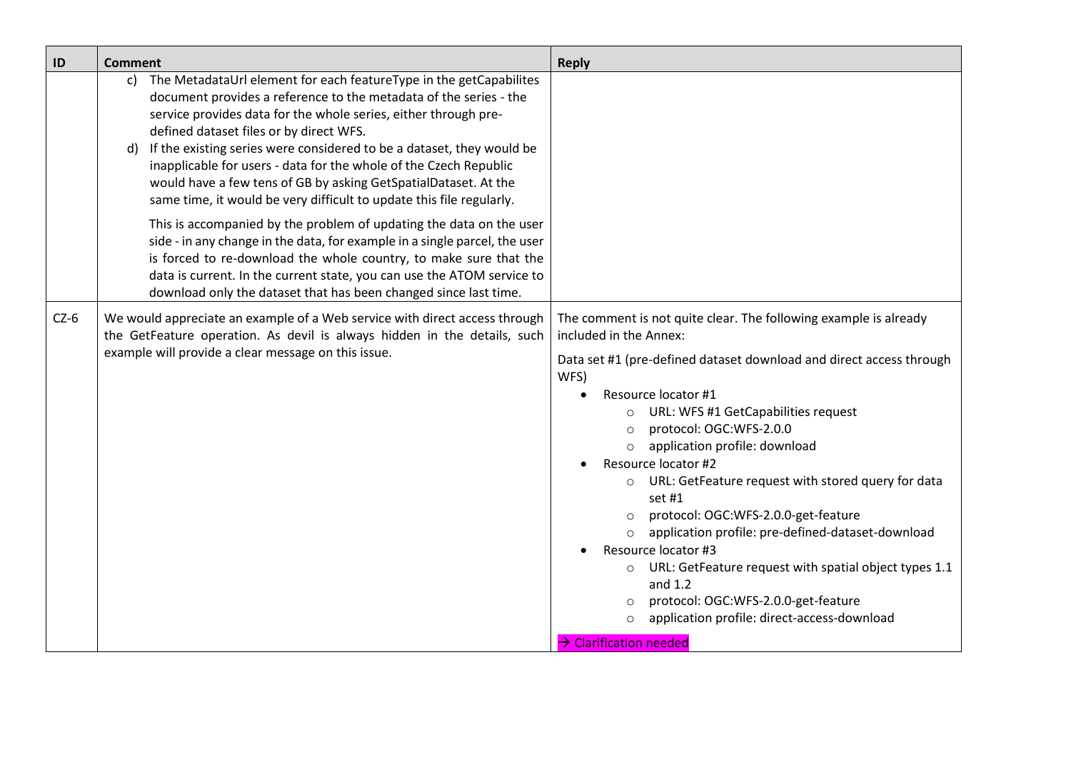| ID | Comment | Reply |
| --- | --- | --- |
| | c) The MetadataUrl element for each featureType in the getCapabilites document provides a reference to the metadata of the series - the service provides data for the whole series, either through pre-defined dataset files or by direct WFS.<br>d) If the existing series were considered to be a dataset, they would be inapplicable for users - data for the whole of the Czech Republic would have a few tens of GB by asking GetSpatialDataset. At the same time, it would be very difficult to update this file regularly.<br><br>This is accompanied by the problem of updating the data on the user side - in any change in the data, for example in a single parcel, the user is forced to re-download the whole country, to make sure that the data is current. In the current state, you can use the ATOM service to download only the dataset that has been changed since last time. | |
| CZ-6 | We would appreciate an example of a Web service with direct access through the GetFeature operation. As devil is always hidden in the details, such example will provide a clear message on this issue. | The comment is not quite clear. The following example is already included in the Annex:<br><br>Data set #1 (pre-defined dataset download and direct access through WFS)<br>• Resource locator #1<br>  ○ URL: WFS #1 GetCapabilities request<br>  ○ protocol: OGC:WFS-2.0.0<br>  ○ application profile: download<br>• Resource locator #2<br>  ○ URL: GetFeature request with stored query for data set #1<br>  ○ protocol: OGC:WFS-2.0.0-get-feature<br>  ○ application profile: pre-defined-dataset-download<br>• Resource locator #3<br>  ○ URL: GetFeature request with spatial object types 1.1 and 1.2<br>  ○ protocol: OGC:WFS-2.0.0-get-feature<br>  ○ application profile: direct-access-download<br><br>→ Clarification needed |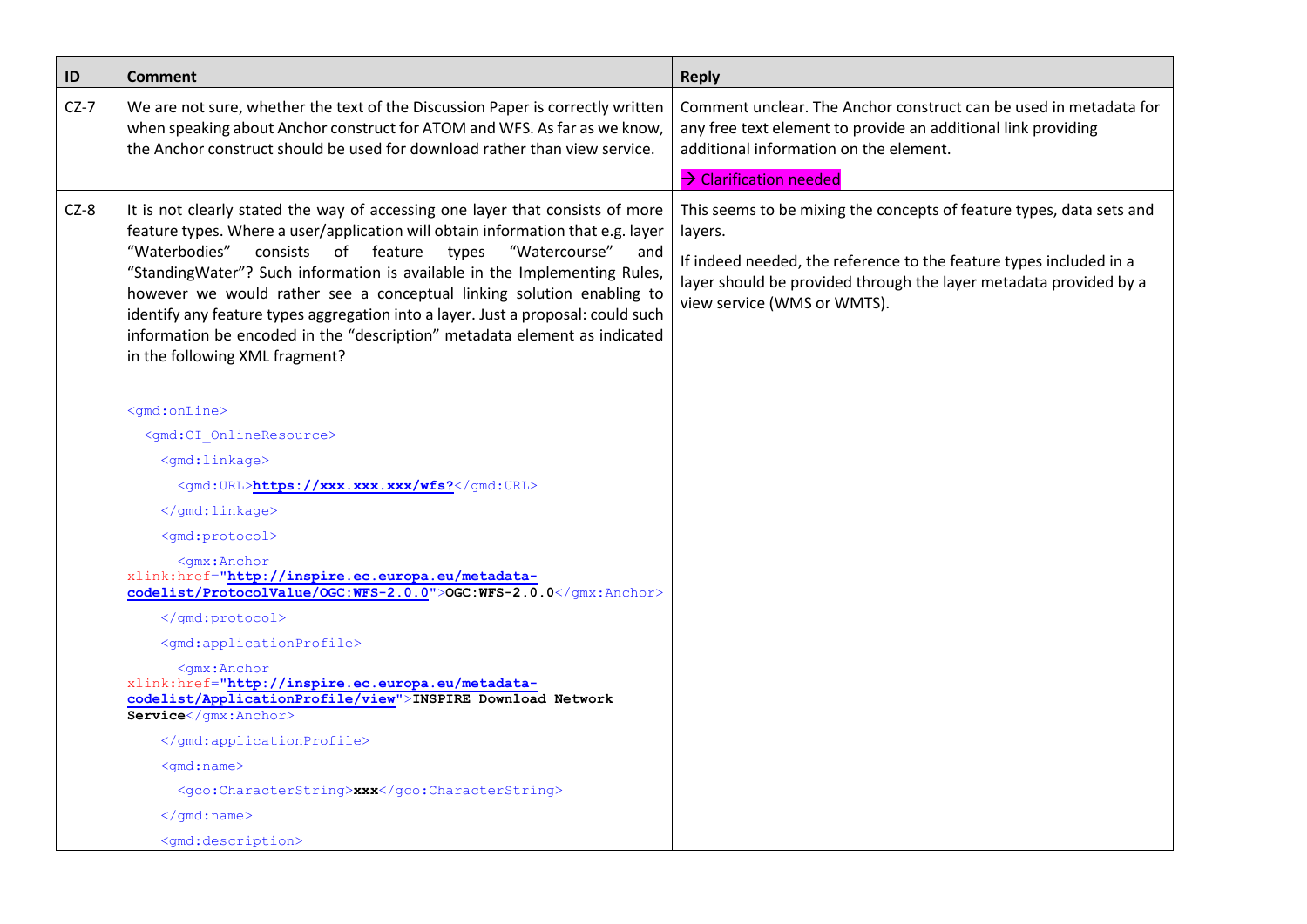| ID | Comment | Reply |
|---|---|---|
| CZ-7 | We are not sure, whether the text of the Discussion Paper is correctly written when speaking about Anchor construct for ATOM and WFS. As far as we know, the Anchor construct should be used for download rather than view service. | Comment unclear. The Anchor construct can be used in metadata for any free text element to provide an additional link providing additional information on the element.<br><br>→ Clarification needed |
| CZ-8 | It is not clearly stated the way of accessing one layer that consists of more feature types. Where a user/application will obtain information that e.g. layer “Waterbodies” consists of feature types “Watercourse” and “StandingWater”? Such information is available in the Implementing Rules, however we would rather see a conceptual linking solution enabling to identify any feature types aggregation into a layer. Just a proposal: could such information be encoded in the “description” metadata element as indicated in the following XML fragment?<br><br>`<gmd:onLine>`<br>`<gmd:CI_OnlineResource>`<br>`<gmd:linkage>`<br>`<gmd:URL>https://xxx.xxx.xxx/wfs?</gmd:URL>`<br>`</gmd:linkage>`<br>`<gmd:protocol>`<br>`<gmx:Anchor xlink:href="http://inspire.ec.europa.eu/metadata-codelist/ProtocolValue/OGC:WFS-2.0.0">OGC:WFS-2.0.0</gmx:Anchor>`<br>`</gmd:protocol>`<br>`<gmd:applicationProfile>`<br>`<gmx:Anchor xlink:href="http://inspire.ec.europa.eu/metadata-codelist/ApplicationProfile/view">INSPIRE Download Network Service</gmx:Anchor>`<br>`</gmd:applicationProfile>`<br>`<gmd:name>`<br>`<gco:CharacterString>xxx</gco:CharacterString>`<br>`</gmd:name>`<br>`<gmd:description>` | This seems to be mixing the concepts of feature types, data sets and layers.<br><br>If indeed needed, the reference to the feature types included in a layer should be provided through the layer metadata provided by a view service (WMS or WMTS). |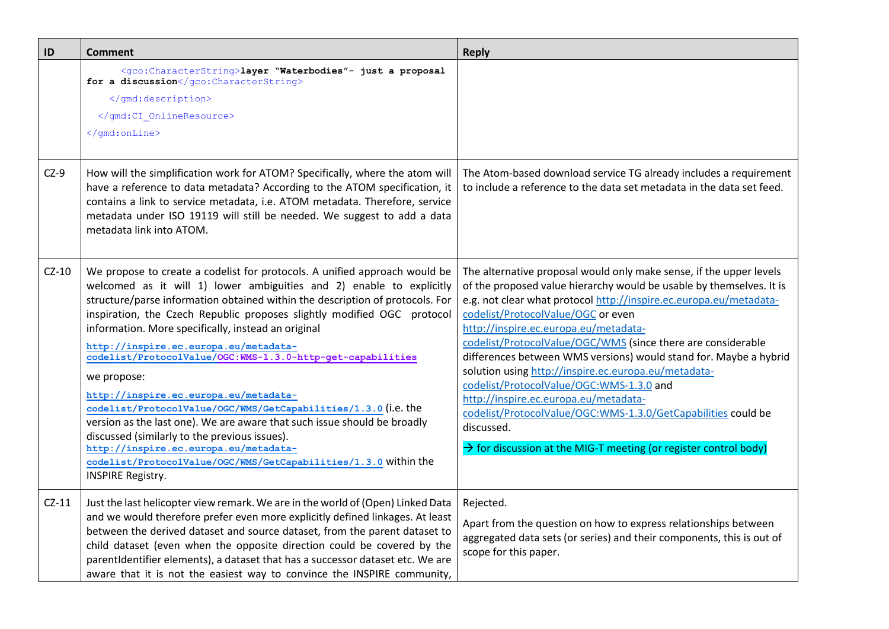| ID | Comment | Reply |
|---|---|---|
| | `<gco:CharacterString>`**layer "Waterbodies"- just a proposal for a discussion**`</gco:CharacterString>` `</gmd:description>` `</gmd:CI_OnlineResource>` `</gmd:onLine>` | |
| CZ-9 | How will the simplification work for ATOM? Specifically, where the atom will have a reference to data metadata? According to the ATOM specification, it contains a link to service metadata, i.e. ATOM metadata. Therefore, service metadata under ISO 19119 will still be needed. We suggest to add a data metadata link into ATOM. | The Atom-based download service TG already includes a requirement to include a reference to the data set metadata in the data set feed. |
| CZ-10 | We propose to create a codelist for protocols. A unified approach would be welcomed as it will 1) lower ambiguities and 2) enable to explicitly structure/parse information obtained within the description of protocols. For inspiration, the Czech Republic proposes slightly modified OGC protocol information. More specifically, instead an original **http://inspire.ec.europa.eu/metadata-codelist/ProtocolValue/OGC:WMS-1.3.0-http-get-capabilities** we propose: **http://inspire.ec.europa.eu/metadata-codelist/ProtocolValue/OGC/WMS/GetCapabilities/1.3.0** (i.e. the version as the last one). We are aware that such issue should be broadly discussed (similarly to the previous issues). **http://inspire.ec.europa.eu/metadata-codelist/ProtocolValue/OGC/WMS/GetCapabilities/1.3.0** within the INSPIRE Registry. | The alternative proposal would only make sense, if the upper levels of the proposed value hierarchy would be usable by themselves. It is e.g. not clear what protocol http://inspire.ec.europa.eu/metadata-codelist/ProtocolValue/OGC or even http://inspire.ec.europa.eu/metadata-codelist/ProtocolValue/OGC/WMS (since there are considerable differences between WMS versions) would stand for. Maybe a hybrid solution using http://inspire.ec.europa.eu/metadata-codelist/ProtocolValue/OGC:WMS-1.3.0 and http://inspire.ec.europa.eu/metadata-codelist/ProtocolValue/OGC:WMS-1.3.0/GetCapabilities could be discussed.<br><br>→ for discussion at the MIG-T meeting (or register control body) |
| CZ-11 | Just the last helicopter view remark. We are in the world of (Open) Linked Data and we would therefore prefer even more explicitly defined linkages. At least between the derived dataset and source dataset, from the parent dataset to child dataset (even when the opposite direction could be covered by the parentIdentifier elements), a dataset that has a successor dataset etc. We are aware that it is not the easiest way to convince the INSPIRE community, | Rejected.<br><br>Apart from the question on how to express relationships between aggregated data sets (or series) and their components, this is out of scope for this paper. |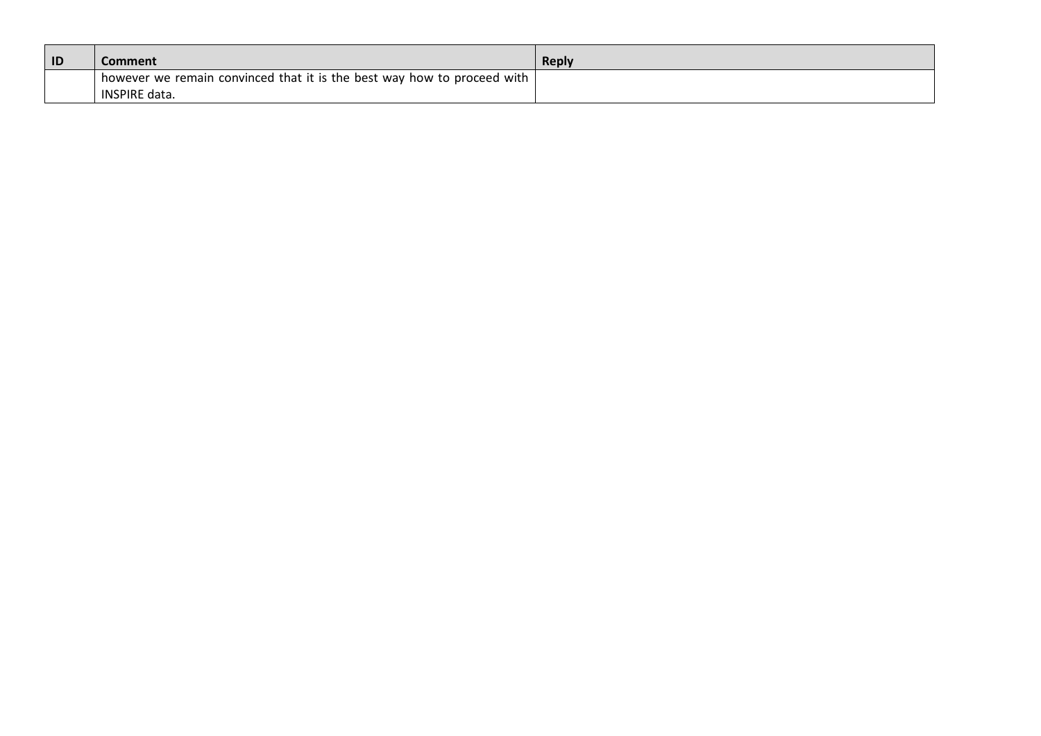| ID | Comment | Reply |
| --- | --- | --- |
| | however we remain convinced that it is the best way how to proceed with INSPIRE data. | |